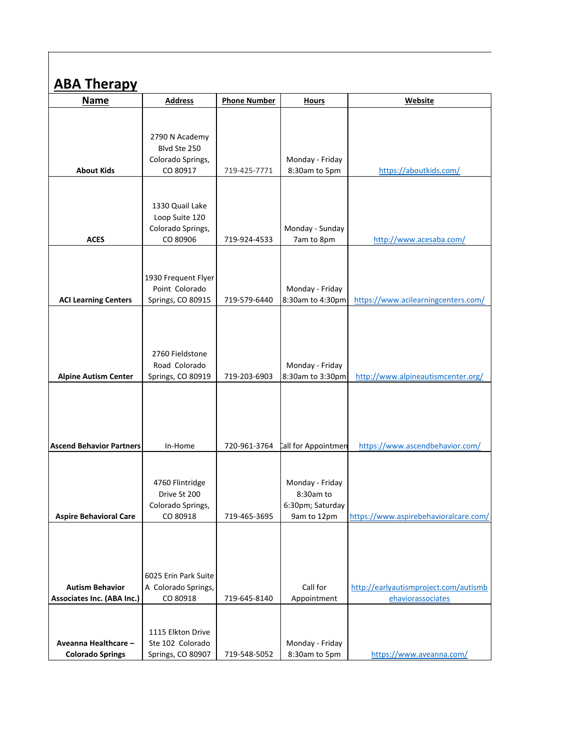## ABA Therapy

| Name | Address | Phone Number | Hours | Website |
|---|---|---|---|---|
| **About Kids** | 2790 N Academy Blvd Ste 250 Colorado Springs, CO 80917 | 719-425-7771 | Monday - Friday 8:30am to 5pm | https://aboutkids.com/ |
| **ACES** | 1330 Quail Lake Loop Suite 120 Colorado Springs, CO 80906 | 719-924-4533 | Monday - Sunday 7am to 8pm | http://www.acesaba.com/ |
| **ACI Learning Centers** | 1930 Frequent Flyer Point Colorado Springs, CO 80915 | 719-579-6440 | Monday - Friday 8:30am to 4:30pm | https://www.acilearningcenters.com/ |
| **Alpine Autism Center** | 2760 Fieldstone Road Colorado Springs, CO 80919 | 719-203-6903 | Monday - Friday 8:30am to 3:30pm | http://www.alpineautismcenter.org/ |
| **Ascend Behavior Partners** | In-Home | 720-961-3764 | Call for Appointmen | https://www.ascendbehavior.com/ |
| **Aspire Behavioral Care** | 4760 Flintridge Drive St 200 Colorado Springs, CO 80918 | 719-465-3695 | Monday - Friday 8:30am to 6:30pm; Saturday 9am to 12pm | https://www.aspirebehavioralcare.com/ |
| **Autism Behavior Associates Inc. (ABA Inc.)** | 6025 Erin Park Suite A Colorado Springs, CO 80918 | 719-645-8140 | Call for Appointment | http://earlyautismproject.com/autismbehaviorassociates |
| **Aveanna Healthcare – Colorado Springs** | 1115 Elkton Drive Ste 102 Colorado Springs, CO 80907 | 719-548-5052 | Monday - Friday 8:30am to 5pm | https://www.aveanna.com/ |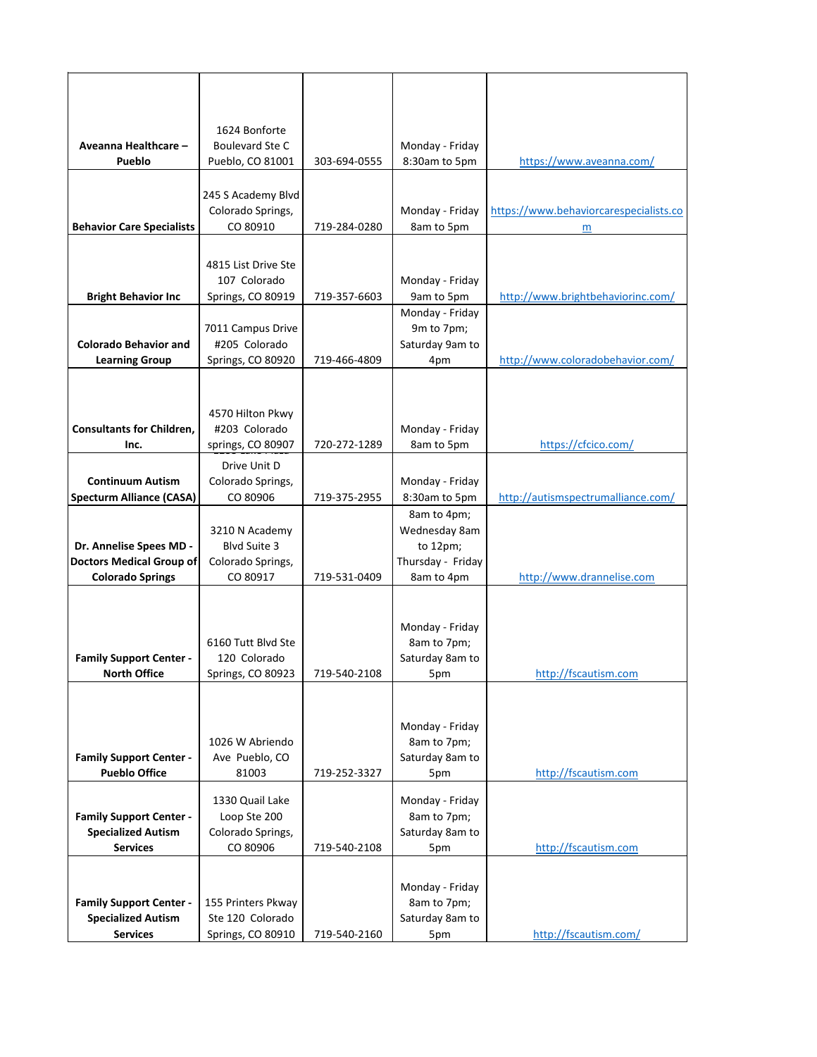| | | | | |
|---|---|---|---|---|
| **Aveanna Healthcare – Pueblo** | 1624 Bonforte Boulevard Ste C Pueblo, CO 81001 | 303-694-0555 | Monday - Friday 8:30am to 5pm | https://www.aveanna.com/ |
| **Behavior Care Specialists** | 245 S Academy Blvd Colorado Springs, CO 80910 | 719-284-0280 | Monday - Friday 8am to 5pm | https://www.behaviorcarespecialists.com |
| **Bright Behavior Inc** | 4815 List Drive Ste 107 Colorado Springs, CO 80919 | 719-357-6603 | Monday - Friday 9am to 5pm | http://www.brightbehaviorinc.com/ |
| **Colorado Behavior and Learning Group** | 7011 Campus Drive #205 Colorado Springs, CO 80920 | 719-466-4809 | Monday - Friday 9m to 7pm; Saturday 9am to 4pm | http://www.coloradobehavior.com/ |
| **Consultants for Children, Inc.** | 4570 Hilton Pkwy #203 Colorado springs, CO 80907 | 720-272-1289 | Monday - Friday 8am to 5pm | https://cfcico.com/ |
| **Continuum Autism Specturm Alliance (CASA)** | Drive Unit D Colorado Springs, CO 80906 | 719-375-2955 | Monday - Friday 8:30am to 5pm | http://autismspectrumalliance.com/ |
| **Dr. Annelise Spees MD - Doctors Medical Group of Colorado Springs** | 3210 N Academy Blvd Suite 3 Colorado Springs, CO 80917 | 719-531-0409 | 8am to 4pm; Wednesday 8am to 12pm; Thursday - Friday 8am to 4pm | http://www.drannelise.com |
| **Family Support Center - North Office** | 6160 Tutt Blvd Ste 120 Colorado Springs, CO 80923 | 719-540-2108 | Monday - Friday 8am to 7pm; Saturday 8am to 5pm | http://fscautism.com |
| **Family Support Center - Pueblo Office** | 1026 W Abriendo Ave Pueblo, CO 81003 | 719-252-3327 | Monday - Friday 8am to 7pm; Saturday 8am to 5pm | http://fscautism.com |
| **Family Support Center - Specialized Autism Services** | 1330 Quail Lake Loop Ste 200 Colorado Springs, CO 80906 | 719-540-2108 | Monday - Friday 8am to 7pm; Saturday 8am to 5pm | http://fscautism.com |
| **Family Support Center - Specialized Autism Services** | 155 Printers Pkway Ste 120 Colorado Springs, CO 80910 | 719-540-2160 | Monday - Friday 8am to 7pm; Saturday 8am to 5pm | http://fscautism.com/ |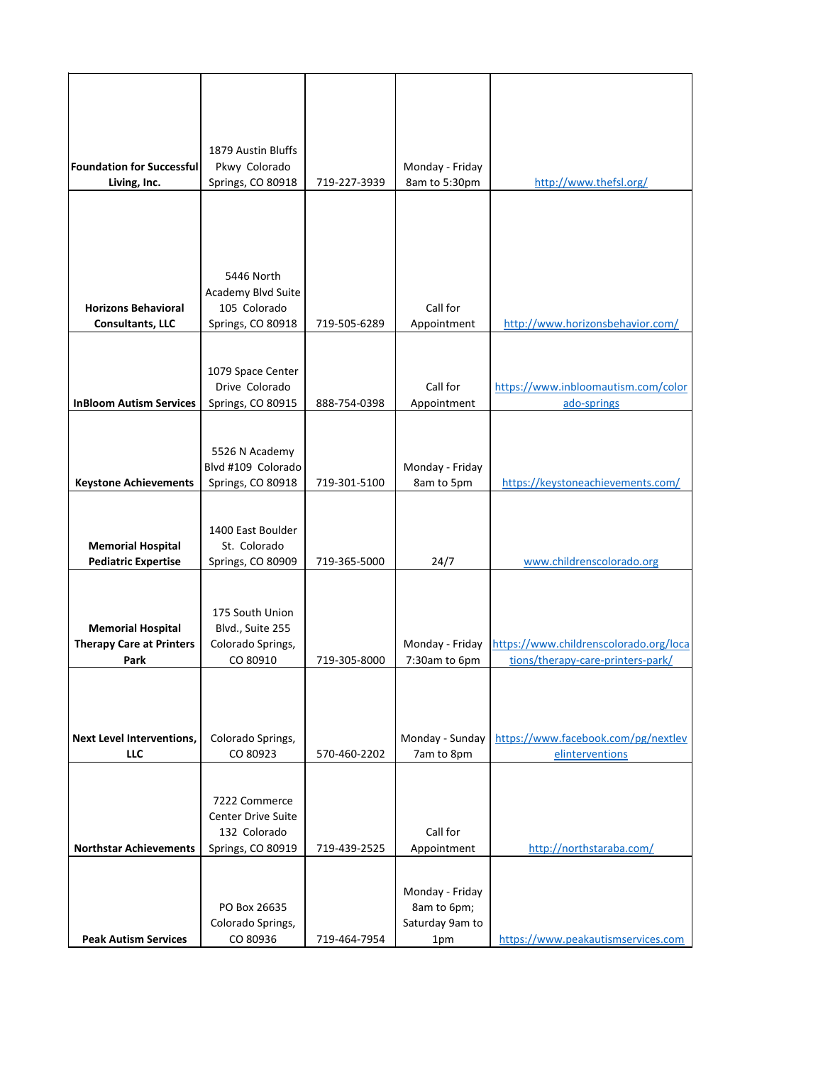| | | | | |
|---|---|---|---|---|
| **Foundation for Successful Living, Inc.** | 1879 Austin Bluffs Pkwy Colorado Springs, CO 80918 | 719-227-3939 | Monday - Friday 8am to 5:30pm | http://www.thefsl.org/ |
| **Horizons Behavioral Consultants, LLC** | 5446 North Academy Blvd Suite 105 Colorado Springs, CO 80918 | 719-505-6289 | Call for Appointment | http://www.horizonsbehavior.com/ |
| **InBloom Autism Services** | 1079 Space Center Drive Colorado Springs, CO 80915 | 888-754-0398 | Call for Appointment | https://www.inbloomautism.com/colorado-springs |
| **Keystone Achievements** | 5526 N Academy Blvd #109 Colorado Springs, CO 80918 | 719-301-5100 | Monday - Friday 8am to 5pm | https://keystoneachievements.com/ |
| **Memorial Hospital Pediatric Expertise** | 1400 East Boulder St. Colorado Springs, CO 80909 | 719-365-5000 | 24/7 | www.childrenscolorado.org |
| **Memorial Hospital Therapy Care at Printers Park** | 175 South Union Blvd., Suite 255 Colorado Springs, CO 80910 | 719-305-8000 | Monday - Friday 7:30am to 6pm | https://www.childrenscolorado.org/locations/therapy-care-printers-park/ |
| **Next Level Interventions, LLC** | Colorado Springs, CO 80923 | 570-460-2202 | Monday - Sunday 7am to 8pm | https://www.facebook.com/pg/nextlevelinterventions |
| **Northstar Achievements** | 7222 Commerce Center Drive Suite 132 Colorado Springs, CO 80919 | 719-439-2525 | Call for Appointment | http://northstaraba.com/ |
| **Peak Autism Services** | PO Box 26635 Colorado Springs, CO 80936 | 719-464-7954 | Monday - Friday 8am to 6pm; Saturday 9am to 1pm | https://www.peakautismservices.com |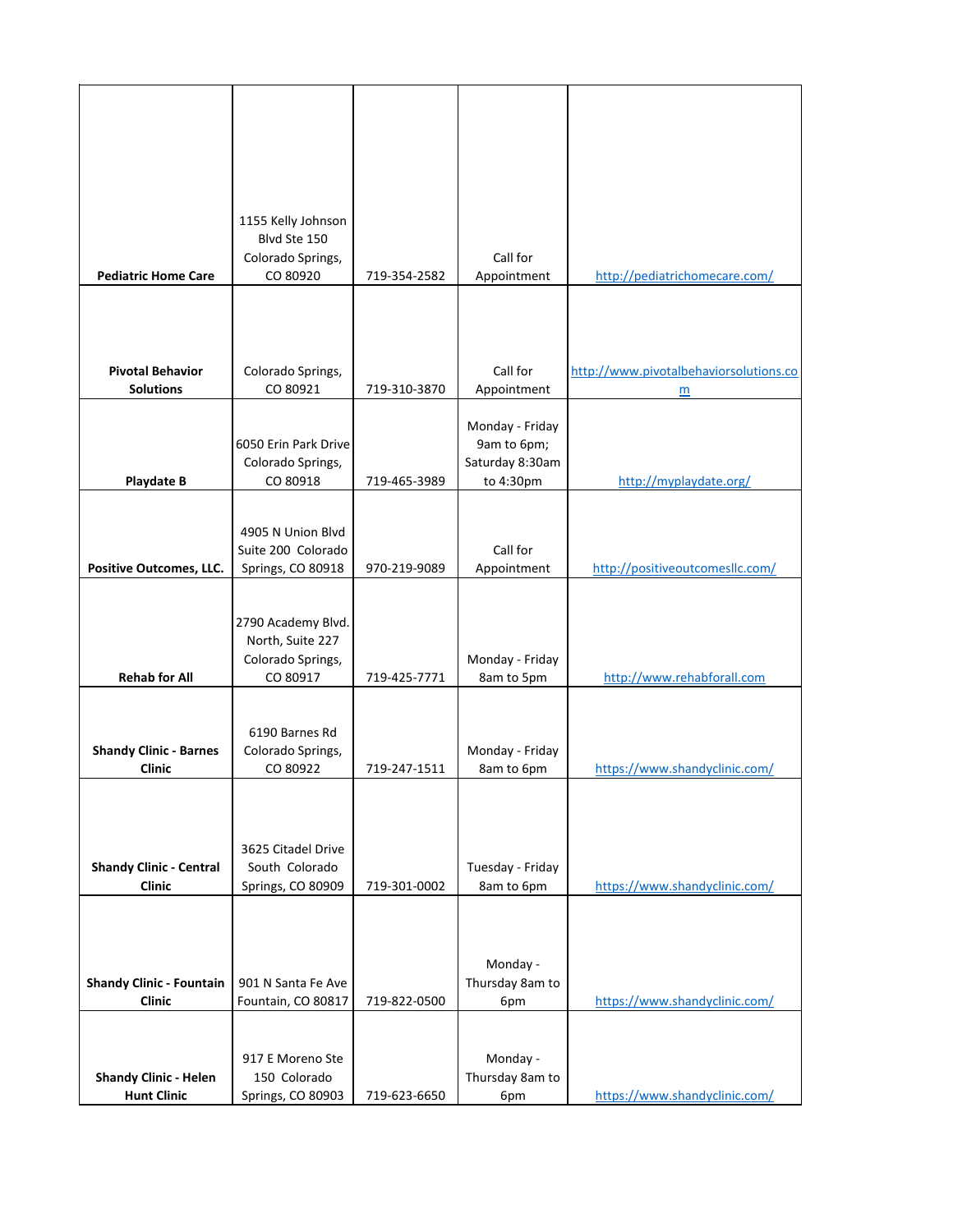| | | | | |
|---|---|---|---|---|
| **Pediatric Home Care** | 1155 Kelly Johnson Blvd Ste 150 Colorado Springs, CO 80920 | 719-354-2582 | Call for Appointment | http://pediatrichomecare.com/ |
| **Pivotal Behavior Solutions** | Colorado Springs, CO 80921 | 719-310-3870 | Call for Appointment | http://www.pivotalbehaviorsolutions.com |
| **Playdate B** | 6050 Erin Park Drive Colorado Springs, CO 80918 | 719-465-3989 | Monday - Friday 9am to 6pm; Saturday 8:30am to 4:30pm | http://myplaydate.org/ |
| **Positive Outcomes, LLC.** | 4905 N Union Blvd Suite 200 Colorado Springs, CO 80918 | 970-219-9089 | Call for Appointment | http://positiveoutcomesllc.com/ |
| **Rehab for All** | 2790 Academy Blvd. North, Suite 227 Colorado Springs, CO 80917 | 719-425-7771 | Monday - Friday 8am to 5pm | http://www.rehabforall.com |
| **Shandy Clinic - Barnes Clinic** | 6190 Barnes Rd Colorado Springs, CO 80922 | 719-247-1511 | Monday - Friday 8am to 6pm | https://www.shandyclinic.com/ |
| **Shandy Clinic - Central Clinic** | 3625 Citadel Drive South Colorado Springs, CO 80909 | 719-301-0002 | Tuesday - Friday 8am to 6pm | https://www.shandyclinic.com/ |
| **Shandy Clinic - Fountain Clinic** | 901 N Santa Fe Ave Fountain, CO 80817 | 719-822-0500 | Monday - Thursday 8am to 6pm | https://www.shandyclinic.com/ |
| **Shandy Clinic - Helen Hunt Clinic** | 917 E Moreno Ste 150 Colorado Springs, CO 80903 | 719-623-6650 | Monday - Thursday 8am to 6pm | https://www.shandyclinic.com/ |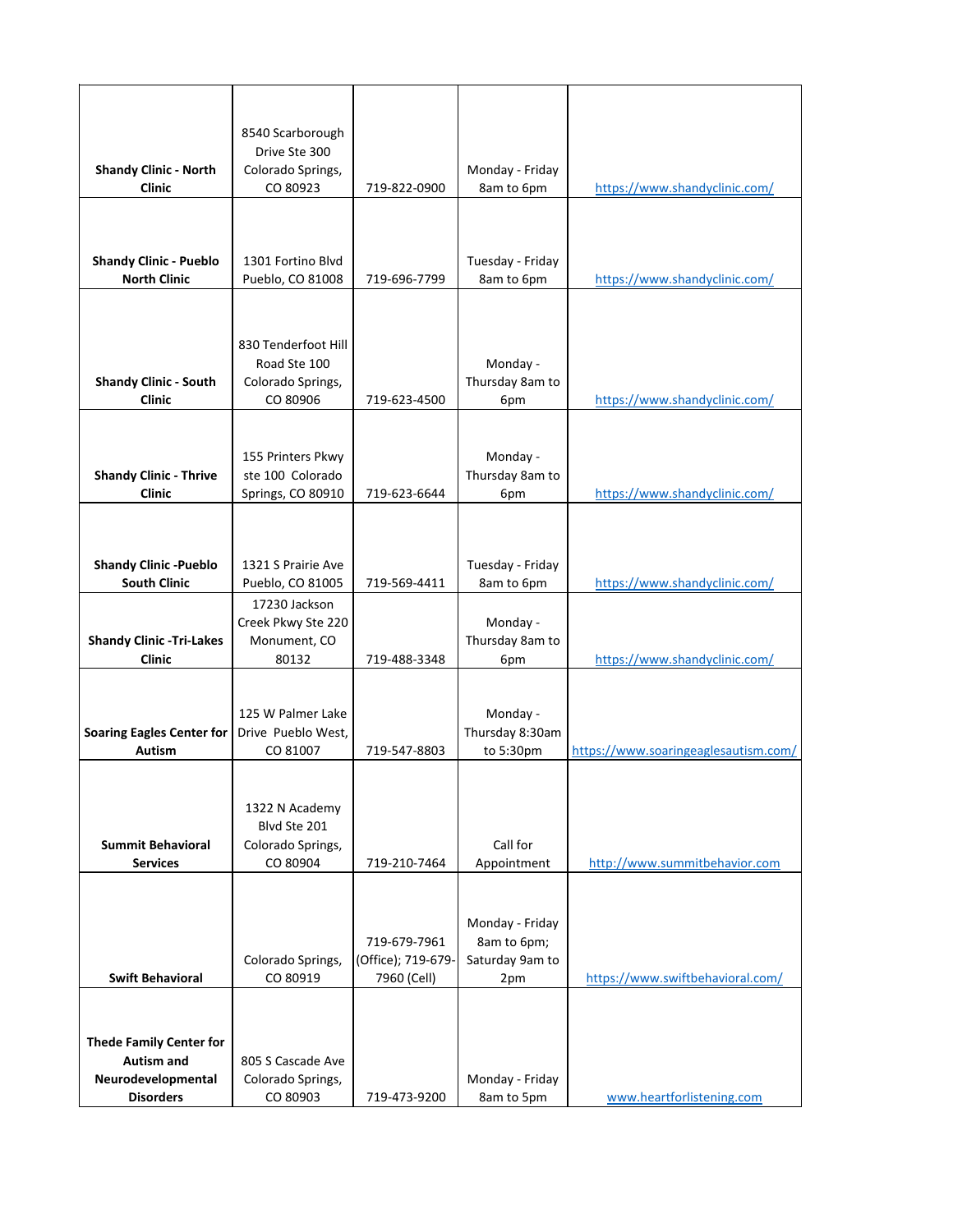| | | | | |
|---|---|---|---|---|
| **Shandy Clinic - North Clinic** | 8540 Scarborough Drive Ste 300 Colorado Springs, CO 80923 | 719-822-0900 | Monday - Friday 8am to 6pm | https://www.shandyclinic.com/ |
| **Shandy Clinic - Pueblo North Clinic** | 1301 Fortino Blvd Pueblo, CO 81008 | 719-696-7799 | Tuesday - Friday 8am to 6pm | https://www.shandyclinic.com/ |
| **Shandy Clinic - South Clinic** | 830 Tenderfoot Hill Road Ste 100 Colorado Springs, CO 80906 | 719-623-4500 | Monday - Thursday 8am to 6pm | https://www.shandyclinic.com/ |
| **Shandy Clinic - Thrive Clinic** | 155 Printers Pkwy ste 100 Colorado Springs, CO 80910 | 719-623-6644 | Monday - Thursday 8am to 6pm | https://www.shandyclinic.com/ |
| **Shandy Clinic -Pueblo South Clinic** | 1321 S Prairie Ave Pueblo, CO 81005 | 719-569-4411 | Tuesday - Friday 8am to 6pm | https://www.shandyclinic.com/ |
| **Shandy Clinic -Tri-Lakes Clinic** | 17230 Jackson Creek Pkwy Ste 220 Monument, CO 80132 | 719-488-3348 | Monday - Thursday 8am to 6pm | https://www.shandyclinic.com/ |
| **Soaring Eagles Center for Autism** | 125 W Palmer Lake Drive Pueblo West, CO 81007 | 719-547-8803 | Monday - Thursday 8:30am to 5:30pm | https://www.soaringeaglesautism.com/ |
| **Summit Behavioral Services** | 1322 N Academy Blvd Ste 201 Colorado Springs, CO 80904 | 719-210-7464 | Call for Appointment | http://www.summitbehavior.com |
| **Swift Behavioral** | Colorado Springs, CO 80919 | 719-679-7961 (Office); 719-679-7960 (Cell) | Monday - Friday 8am to 6pm; Saturday 9am to 2pm | https://www.swiftbehavioral.com/ |
| **Thede Family Center for Autism and Neurodevelopmental Disorders** | 805 S Cascade Ave Colorado Springs, CO 80903 | 719-473-9200 | Monday - Friday 8am to 5pm | www.heartforlistening.com |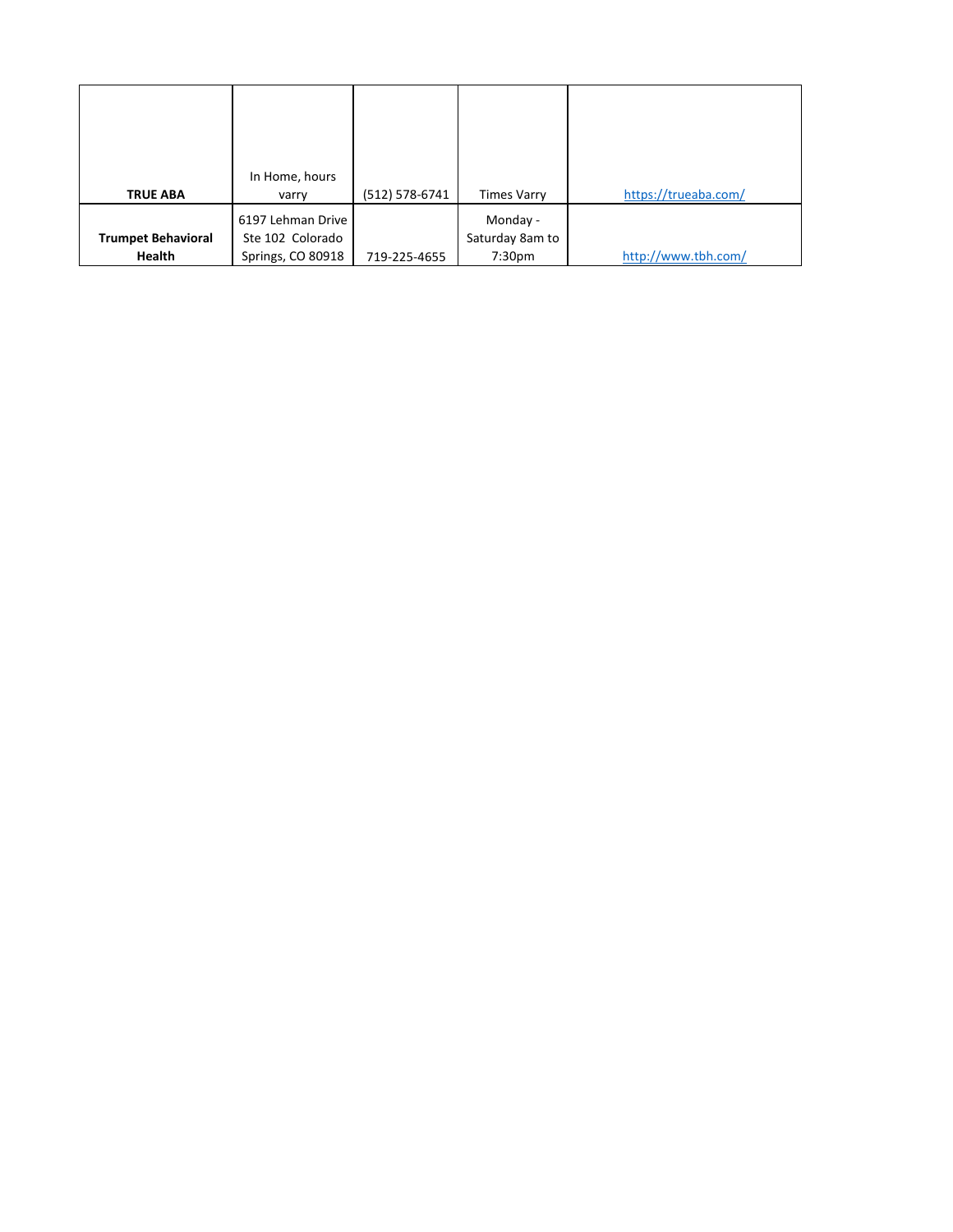| | | | | |
|---|---|---|---|---|
| **TRUE ABA** | In Home, hours varry | (512) 578-6741 | Times Varry | https://trueaba.com/ |
| **Trumpet Behavioral Health** | 6197 Lehman Drive Ste 102 Colorado Springs, CO 80918 | 719-225-4655 | Monday - Saturday 8am to 7:30pm | http://www.tbh.com/ |